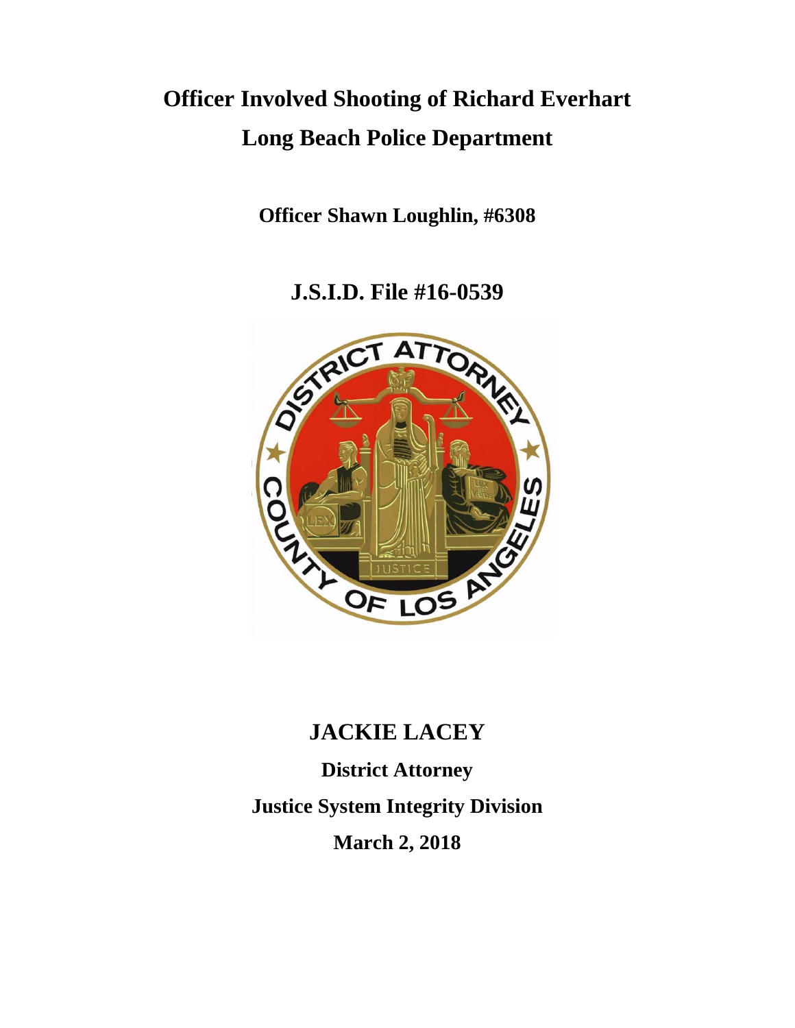# Officer Involved Shooting of Richard Everhart

# Long Beach Police Department

**Officer Shawn Loughlin, #6308**

## J.S.I.D. File #16-0539

## JACKIE LACEY

**District Attorney**

**Justice System Integrity Division**

**March 2, 2018**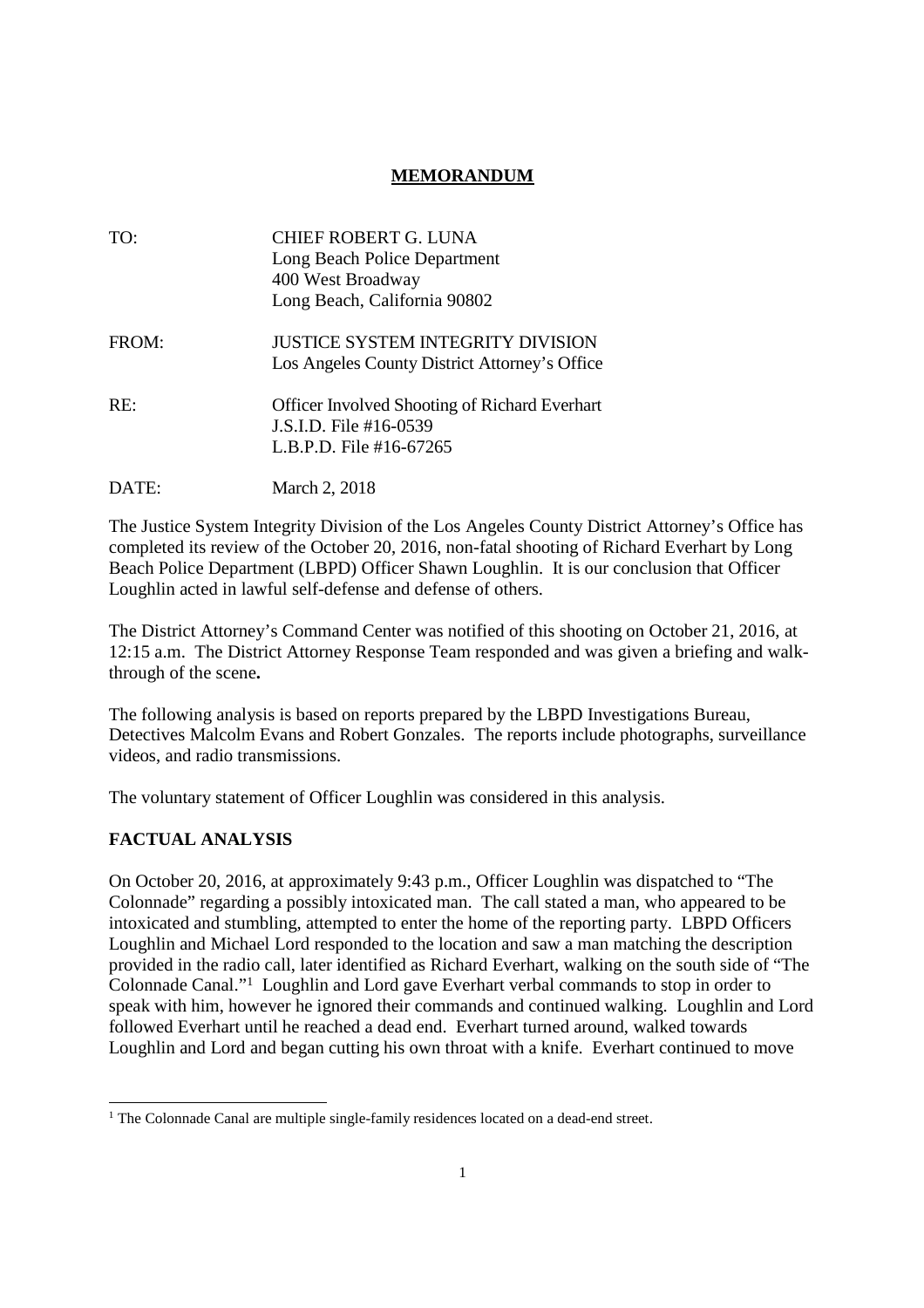# MEMORANDUM

| | |
|---|---|
| TO: | CHIEF ROBERT G. LUNA<br>Long Beach Police Department<br>400 West Broadway<br>Long Beach, California 90802 |
| FROM: | JUSTICE SYSTEM INTEGRITY DIVISION<br>Los Angeles County District Attorney's Office |
| RE: | Officer Involved Shooting of Richard Everhart<br>J.S.I.D. File #16-0539<br>L.B.P.D. File #16-67265 |
| DATE: | March 2, 2018 |

The Justice System Integrity Division of the Los Angeles County District Attorney's Office has completed its review of the October 20, 2016, non-fatal shooting of Richard Everhart by Long Beach Police Department (LBPD) Officer Shawn Loughlin. It is our conclusion that Officer Loughlin acted in lawful self-defense and defense of others.

The District Attorney's Command Center was notified of this shooting on October 21, 2016, at 12:15 a.m. The District Attorney Response Team responded and was given a briefing and walk-through of the scene**.**

The following analysis is based on reports prepared by the LBPD Investigations Bureau, Detectives Malcolm Evans and Robert Gonzales. The reports include photographs, surveillance videos, and radio transmissions.

The voluntary statement of Officer Loughlin was considered in this analysis.

## FACTUAL ANALYSIS

On October 20, 2016, at approximately 9:43 p.m., Officer Loughlin was dispatched to "The Colonnade" regarding a possibly intoxicated man. The call stated a man, who appeared to be intoxicated and stumbling, attempted to enter the home of the reporting party. LBPD Officers Loughlin and Michael Lord responded to the location and saw a man matching the description provided in the radio call, later identified as Richard Everhart, walking on the south side of "The Colonnade Canal."[1] Loughlin and Lord gave Everhart verbal commands to stop in order to speak with him, however he ignored their commands and continued walking. Loughlin and Lord followed Everhart until he reached a dead end. Everhart turned around, walked towards Loughlin and Lord and began cutting his own throat with a knife. Everhart continued to move

[1] The Colonnade Canal are multiple single-family residences located on a dead-end street.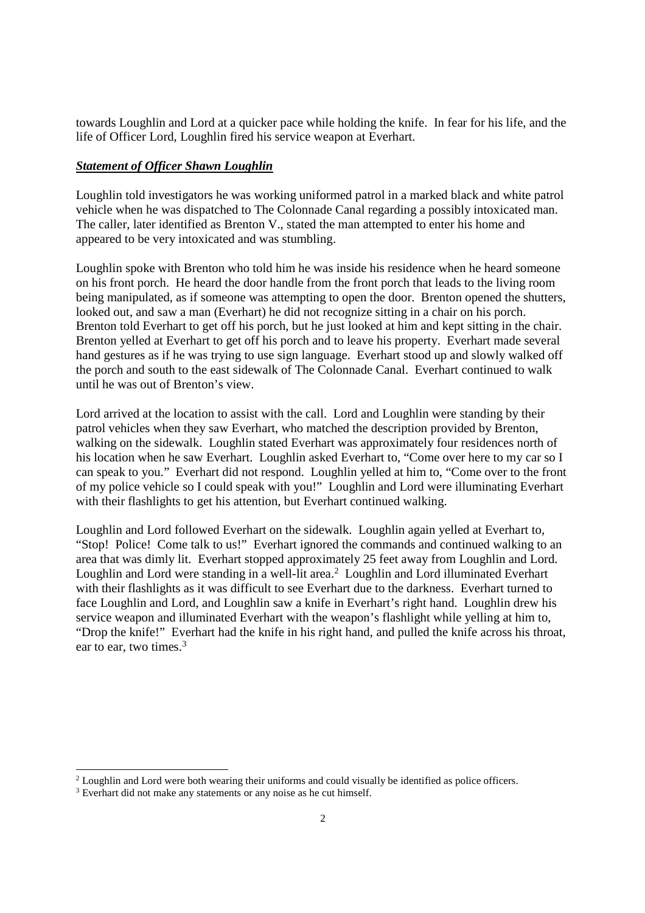towards Loughlin and Lord at a quicker pace while holding the knife. In fear for his life, and the life of Officer Lord, Loughlin fired his service weapon at Everhart.

***Statement of Officer Shawn Loughlin***

Loughlin told investigators he was working uniformed patrol in a marked black and white patrol vehicle when he was dispatched to The Colonnade Canal regarding a possibly intoxicated man. The caller, later identified as Brenton V., stated the man attempted to enter his home and appeared to be very intoxicated and was stumbling.

Loughlin spoke with Brenton who told him he was inside his residence when he heard someone on his front porch. He heard the door handle from the front porch that leads to the living room being manipulated, as if someone was attempting to open the door. Brenton opened the shutters, looked out, and saw a man (Everhart) he did not recognize sitting in a chair on his porch. Brenton told Everhart to get off his porch, but he just looked at him and kept sitting in the chair. Brenton yelled at Everhart to get off his porch and to leave his property. Everhart made several hand gestures as if he was trying to use sign language. Everhart stood up and slowly walked off the porch and south to the east sidewalk of The Colonnade Canal. Everhart continued to walk until he was out of Brenton's view.

Lord arrived at the location to assist with the call. Lord and Loughlin were standing by their patrol vehicles when they saw Everhart, who matched the description provided by Brenton, walking on the sidewalk. Loughlin stated Everhart was approximately four residences north of his location when he saw Everhart. Loughlin asked Everhart to, "Come over here to my car so I can speak to you." Everhart did not respond. Loughlin yelled at him to, "Come over to the front of my police vehicle so I could speak with you!" Loughlin and Lord were illuminating Everhart with their flashlights to get his attention, but Everhart continued walking.

Loughlin and Lord followed Everhart on the sidewalk. Loughlin again yelled at Everhart to, "Stop! Police! Come talk to us!" Everhart ignored the commands and continued walking to an area that was dimly lit. Everhart stopped approximately 25 feet away from Loughlin and Lord. Loughlin and Lord were standing in a well-lit area.[2] Loughlin and Lord illuminated Everhart with their flashlights as it was difficult to see Everhart due to the darkness. Everhart turned to face Loughlin and Lord, and Loughlin saw a knife in Everhart's right hand. Loughlin drew his service weapon and illuminated Everhart with the weapon's flashlight while yelling at him to, "Drop the knife!" Everhart had the knife in his right hand, and pulled the knife across his throat, ear to ear, two times.[3]

---

[2] Loughlin and Lord were both wearing their uniforms and could visually be identified as police officers.

[3] Everhart did not make any statements or any noise as he cut himself.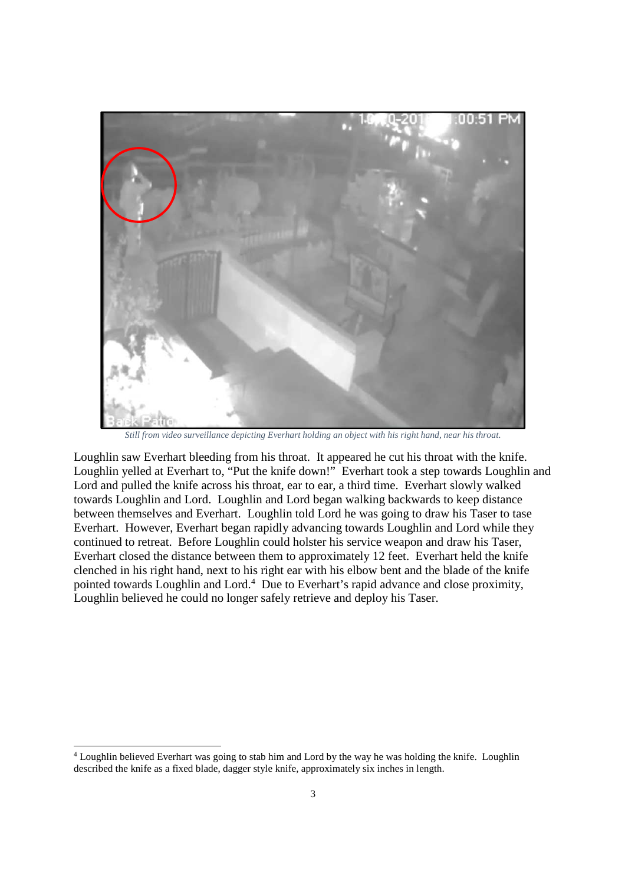*Still from video surveillance depicting Everhart holding an object with his right hand, near his throat.*

Loughlin saw Everhart bleeding from his throat. It appeared he cut his throat with the knife. Loughlin yelled at Everhart to, "Put the knife down!" Everhart took a step towards Loughlin and Lord and pulled the knife across his throat, ear to ear, a third time. Everhart slowly walked towards Loughlin and Lord. Loughlin and Lord began walking backwards to keep distance between themselves and Everhart. Loughlin told Lord he was going to draw his Taser to tase Everhart. However, Everhart began rapidly advancing towards Loughlin and Lord while they continued to retreat. Before Loughlin could holster his service weapon and draw his Taser, Everhart closed the distance between them to approximately 12 feet. Everhart held the knife clenched in his right hand, next to his right ear with his elbow bent and the blade of the knife pointed towards Loughlin and Lord.[4] Due to Everhart's rapid advance and close proximity, Loughlin believed he could no longer safely retrieve and deploy his Taser.

[4] Loughlin believed Everhart was going to stab him and Lord by the way he was holding the knife. Loughlin described the knife as a fixed blade, dagger style knife, approximately six inches in length.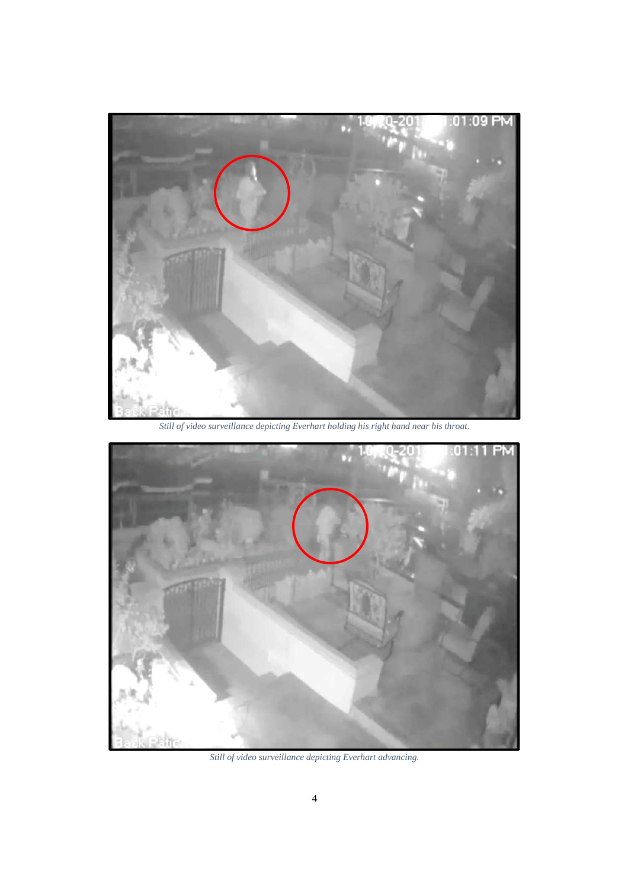Still of video surveillance depicting Everhart holding his right hand near his throat.

Still of video surveillance depicting Everhart advancing.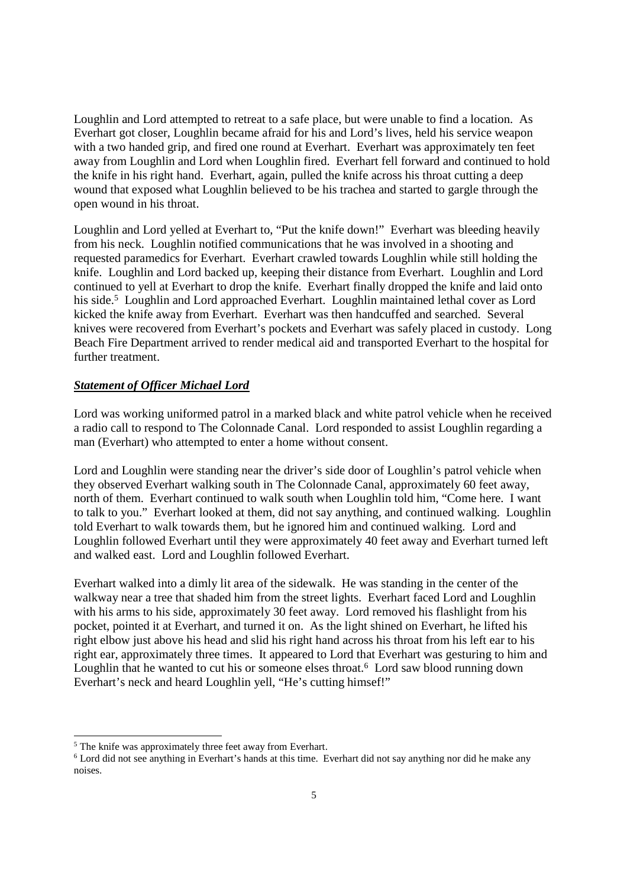Loughlin and Lord attempted to retreat to a safe place, but were unable to find a location. As Everhart got closer, Loughlin became afraid for his and Lord's lives, held his service weapon with a two handed grip, and fired one round at Everhart. Everhart was approximately ten feet away from Loughlin and Lord when Loughlin fired. Everhart fell forward and continued to hold the knife in his right hand. Everhart, again, pulled the knife across his throat cutting a deep wound that exposed what Loughlin believed to be his trachea and started to gargle through the open wound in his throat.

Loughlin and Lord yelled at Everhart to, "Put the knife down!" Everhart was bleeding heavily from his neck. Loughlin notified communications that he was involved in a shooting and requested paramedics for Everhart. Everhart crawled towards Loughlin while still holding the knife. Loughlin and Lord backed up, keeping their distance from Everhart. Loughlin and Lord continued to yell at Everhart to drop the knife. Everhart finally dropped the knife and laid onto his side.[5] Loughlin and Lord approached Everhart. Loughlin maintained lethal cover as Lord kicked the knife away from Everhart. Everhart was then handcuffed and searched. Several knives were recovered from Everhart's pockets and Everhart was safely placed in custody. Long Beach Fire Department arrived to render medical aid and transported Everhart to the hospital for further treatment.

***Statement of Officer Michael Lord***

Lord was working uniformed patrol in a marked black and white patrol vehicle when he received a radio call to respond to The Colonnade Canal. Lord responded to assist Loughlin regarding a man (Everhart) who attempted to enter a home without consent.

Lord and Loughlin were standing near the driver's side door of Loughlin's patrol vehicle when they observed Everhart walking south in The Colonnade Canal, approximately 60 feet away, north of them. Everhart continued to walk south when Loughlin told him, "Come here. I want to talk to you." Everhart looked at them, did not say anything, and continued walking. Loughlin told Everhart to walk towards them, but he ignored him and continued walking. Lord and Loughlin followed Everhart until they were approximately 40 feet away and Everhart turned left and walked east. Lord and Loughlin followed Everhart.

Everhart walked into a dimly lit area of the sidewalk. He was standing in the center of the walkway near a tree that shaded him from the street lights. Everhart faced Lord and Loughlin with his arms to his side, approximately 30 feet away. Lord removed his flashlight from his pocket, pointed it at Everhart, and turned it on. As the light shined on Everhart, he lifted his right elbow just above his head and slid his right hand across his throat from his left ear to his right ear, approximately three times. It appeared to Lord that Everhart was gesturing to him and Loughlin that he wanted to cut his or someone elses throat.[6] Lord saw blood running down Everhart's neck and heard Loughlin yell, "He's cutting himsef!"

---

[5] The knife was approximately three feet away from Everhart.

[6] Lord did not see anything in Everhart's hands at this time. Everhart did not say anything nor did he make any noises.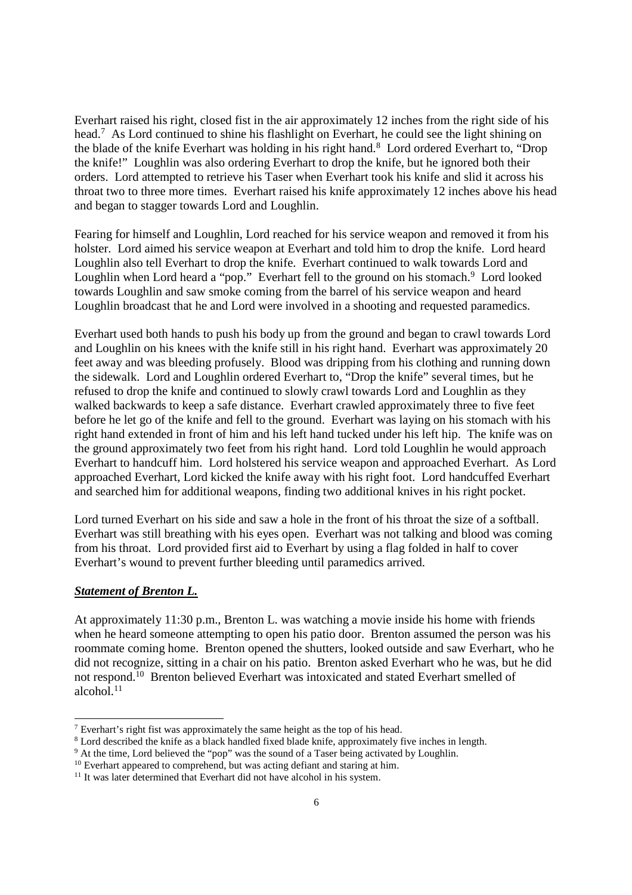Everhart raised his right, closed fist in the air approximately 12 inches from the right side of his head.[7] As Lord continued to shine his flashlight on Everhart, he could see the light shining on the blade of the knife Everhart was holding in his right hand.[8] Lord ordered Everhart to, "Drop the knife!" Loughlin was also ordering Everhart to drop the knife, but he ignored both their orders. Lord attempted to retrieve his Taser when Everhart took his knife and slid it across his throat two to three more times. Everhart raised his knife approximately 12 inches above his head and began to stagger towards Lord and Loughlin.

Fearing for himself and Loughlin, Lord reached for his service weapon and removed it from his holster. Lord aimed his service weapon at Everhart and told him to drop the knife. Lord heard Loughlin also tell Everhart to drop the knife. Everhart continued to walk towards Lord and Loughlin when Lord heard a "pop." Everhart fell to the ground on his stomach.[9] Lord looked towards Loughlin and saw smoke coming from the barrel of his service weapon and heard Loughlin broadcast that he and Lord were involved in a shooting and requested paramedics.

Everhart used both hands to push his body up from the ground and began to crawl towards Lord and Loughlin on his knees with the knife still in his right hand. Everhart was approximately 20 feet away and was bleeding profusely. Blood was dripping from his clothing and running down the sidewalk. Lord and Loughlin ordered Everhart to, "Drop the knife" several times, but he refused to drop the knife and continued to slowly crawl towards Lord and Loughlin as they walked backwards to keep a safe distance. Everhart crawled approximately three to five feet before he let go of the knife and fell to the ground. Everhart was laying on his stomach with his right hand extended in front of him and his left hand tucked under his left hip. The knife was on the ground approximately two feet from his right hand. Lord told Loughlin he would approach Everhart to handcuff him. Lord holstered his service weapon and approached Everhart. As Lord approached Everhart, Lord kicked the knife away with his right foot. Lord handcuffed Everhart and searched him for additional weapons, finding two additional knives in his right pocket.

Lord turned Everhart on his side and saw a hole in the front of his throat the size of a softball. Everhart was still breathing with his eyes open. Everhart was not talking and blood was coming from his throat. Lord provided first aid to Everhart by using a flag folded in half to cover Everhart's wound to prevent further bleeding until paramedics arrived.

***Statement of Brenton L.***

At approximately 11:30 p.m., Brenton L. was watching a movie inside his home with friends when he heard someone attempting to open his patio door. Brenton assumed the person was his roommate coming home. Brenton opened the shutters, looked outside and saw Everhart, who he did not recognize, sitting in a chair on his patio. Brenton asked Everhart who he was, but he did not respond.[10] Brenton believed Everhart was intoxicated and stated Everhart smelled of alcohol.[11]

---

[7] Everhart's right fist was approximately the same height as the top of his head.

[8] Lord described the knife as a black handled fixed blade knife, approximately five inches in length.

[9] At the time, Lord believed the "pop" was the sound of a Taser being activated by Loughlin.

[10] Everhart appeared to comprehend, but was acting defiant and staring at him.

[11] It was later determined that Everhart did not have alcohol in his system.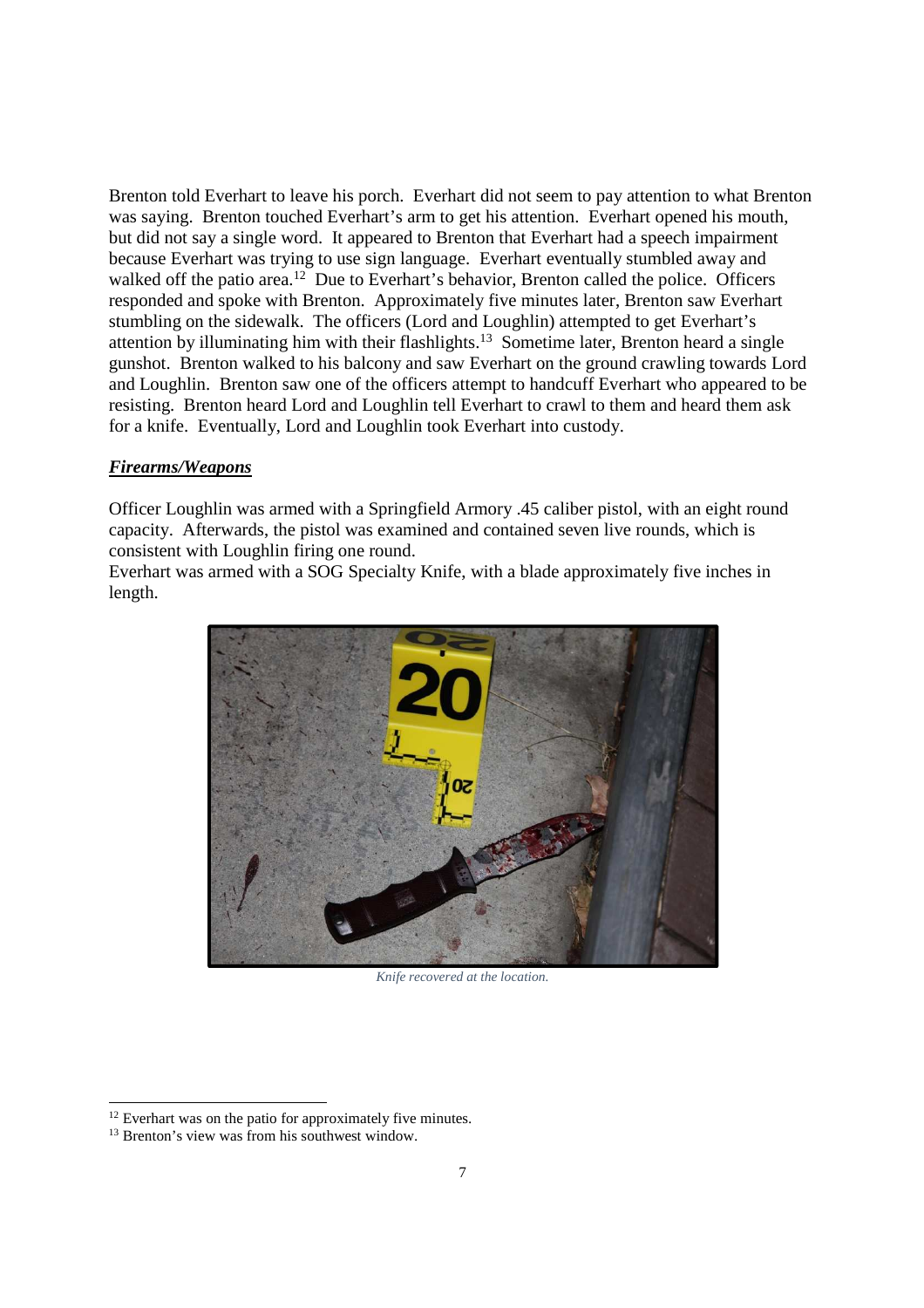Brenton told Everhart to leave his porch. Everhart did not seem to pay attention to what Brenton was saying. Brenton touched Everhart's arm to get his attention. Everhart opened his mouth, but did not say a single word. It appeared to Brenton that Everhart had a speech impairment because Everhart was trying to use sign language. Everhart eventually stumbled away and walked off the patio area.[12] Due to Everhart's behavior, Brenton called the police. Officers responded and spoke with Brenton. Approximately five minutes later, Brenton saw Everhart stumbling on the sidewalk. The officers (Lord and Loughlin) attempted to get Everhart's attention by illuminating him with their flashlights.[13] Sometime later, Brenton heard a single gunshot. Brenton walked to his balcony and saw Everhart on the ground crawling towards Lord and Loughlin. Brenton saw one of the officers attempt to handcuff Everhart who appeared to be resisting. Brenton heard Lord and Loughlin tell Everhart to crawl to them and heard them ask for a knife. Eventually, Lord and Loughlin took Everhart into custody.

***Firearms/Weapons***

Officer Loughlin was armed with a Springfield Armory .45 caliber pistol, with an eight round capacity. Afterwards, the pistol was examined and contained seven live rounds, which is consistent with Loughlin firing one round.
Everhart was armed with a SOG Specialty Knife, with a blade approximately five inches in length.

*Knife recovered at the location.*

[12] Everhart was on the patio for approximately five minutes.
[13] Brenton's view was from his southwest window.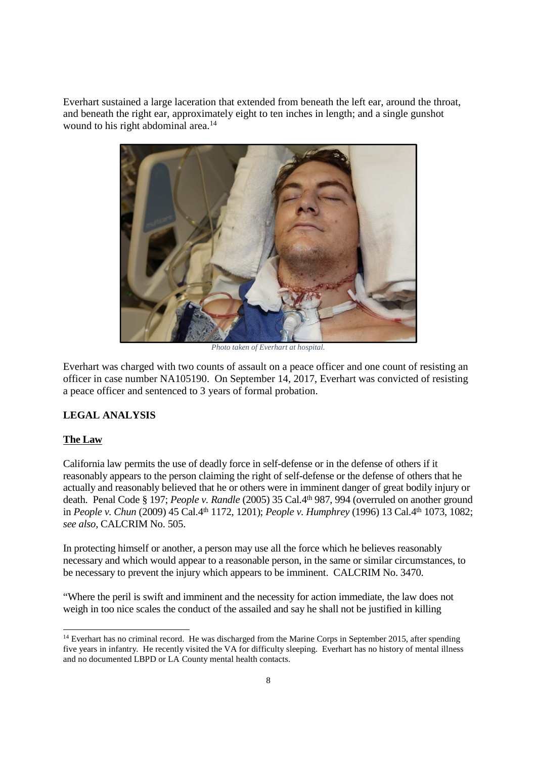Everhart sustained a large laceration that extended from beneath the left ear, around the throat, and beneath the right ear, approximately eight to ten inches in length; and a single gunshot wound to his right abdominal area.[14]

*Photo taken of Everhart at hospital.*

Everhart was charged with two counts of assault on a peace officer and one count of resisting an officer in case number NA105190. On September 14, 2017, Everhart was convicted of resisting a peace officer and sentenced to 3 years of formal probation.

## LEGAL ANALYSIS

### The Law

California law permits the use of deadly force in self-defense or in the defense of others if it reasonably appears to the person claiming the right of self-defense or the defense of others that he actually and reasonably believed that he or others were in imminent danger of great bodily injury or death. Penal Code § 197; *People v. Randle* (2005) 35 Cal.4th 987, 994 (overruled on another ground in *People v. Chun* (2009) 45 Cal.4th 1172, 1201); *People v. Humphrey* (1996) 13 Cal.4th 1073, 1082; *see also*, CALCRIM No. 505.

In protecting himself or another, a person may use all the force which he believes reasonably necessary and which would appear to a reasonable person, in the same or similar circumstances, to be necessary to prevent the injury which appears to be imminent. CALCRIM No. 3470.

"Where the peril is swift and imminent and the necessity for action immediate, the law does not weigh in too nice scales the conduct of the assailed and say he shall not be justified in killing

[14] Everhart has no criminal record. He was discharged from the Marine Corps in September 2015, after spending five years in infantry. He recently visited the VA for difficulty sleeping. Everhart has no history of mental illness and no documented LBPD or LA County mental health contacts.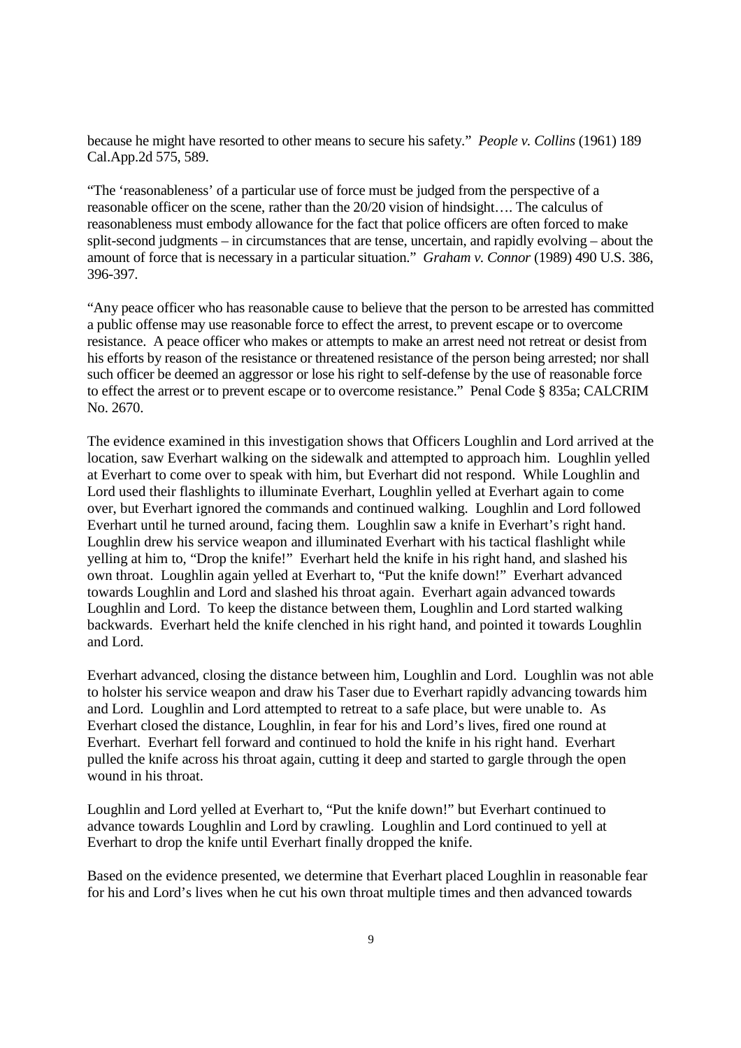because he might have resorted to other means to secure his safety." *People v. Collins* (1961) 189 Cal.App.2d 575, 589.

"The 'reasonableness' of a particular use of force must be judged from the perspective of a reasonable officer on the scene, rather than the 20/20 vision of hindsight…. The calculus of reasonableness must embody allowance for the fact that police officers are often forced to make split-second judgments – in circumstances that are tense, uncertain, and rapidly evolving – about the amount of force that is necessary in a particular situation." *Graham v. Connor* (1989) 490 U.S. 386, 396-397.

"Any peace officer who has reasonable cause to believe that the person to be arrested has committed a public offense may use reasonable force to effect the arrest, to prevent escape or to overcome resistance. A peace officer who makes or attempts to make an arrest need not retreat or desist from his efforts by reason of the resistance or threatened resistance of the person being arrested; nor shall such officer be deemed an aggressor or lose his right to self-defense by the use of reasonable force to effect the arrest or to prevent escape or to overcome resistance." Penal Code § 835a; CALCRIM No. 2670.

The evidence examined in this investigation shows that Officers Loughlin and Lord arrived at the location, saw Everhart walking on the sidewalk and attempted to approach him. Loughlin yelled at Everhart to come over to speak with him, but Everhart did not respond. While Loughlin and Lord used their flashlights to illuminate Everhart, Loughlin yelled at Everhart again to come over, but Everhart ignored the commands and continued walking. Loughlin and Lord followed Everhart until he turned around, facing them. Loughlin saw a knife in Everhart's right hand. Loughlin drew his service weapon and illuminated Everhart with his tactical flashlight while yelling at him to, "Drop the knife!" Everhart held the knife in his right hand, and slashed his own throat. Loughlin again yelled at Everhart to, "Put the knife down!" Everhart advanced towards Loughlin and Lord and slashed his throat again. Everhart again advanced towards Loughlin and Lord. To keep the distance between them, Loughlin and Lord started walking backwards. Everhart held the knife clenched in his right hand, and pointed it towards Loughlin and Lord.

Everhart advanced, closing the distance between him, Loughlin and Lord. Loughlin was not able to holster his service weapon and draw his Taser due to Everhart rapidly advancing towards him and Lord. Loughlin and Lord attempted to retreat to a safe place, but were unable to. As Everhart closed the distance, Loughlin, in fear for his and Lord's lives, fired one round at Everhart. Everhart fell forward and continued to hold the knife in his right hand. Everhart pulled the knife across his throat again, cutting it deep and started to gargle through the open wound in his throat.

Loughlin and Lord yelled at Everhart to, "Put the knife down!" but Everhart continued to advance towards Loughlin and Lord by crawling. Loughlin and Lord continued to yell at Everhart to drop the knife until Everhart finally dropped the knife.

Based on the evidence presented, we determine that Everhart placed Loughlin in reasonable fear for his and Lord's lives when he cut his own throat multiple times and then advanced towards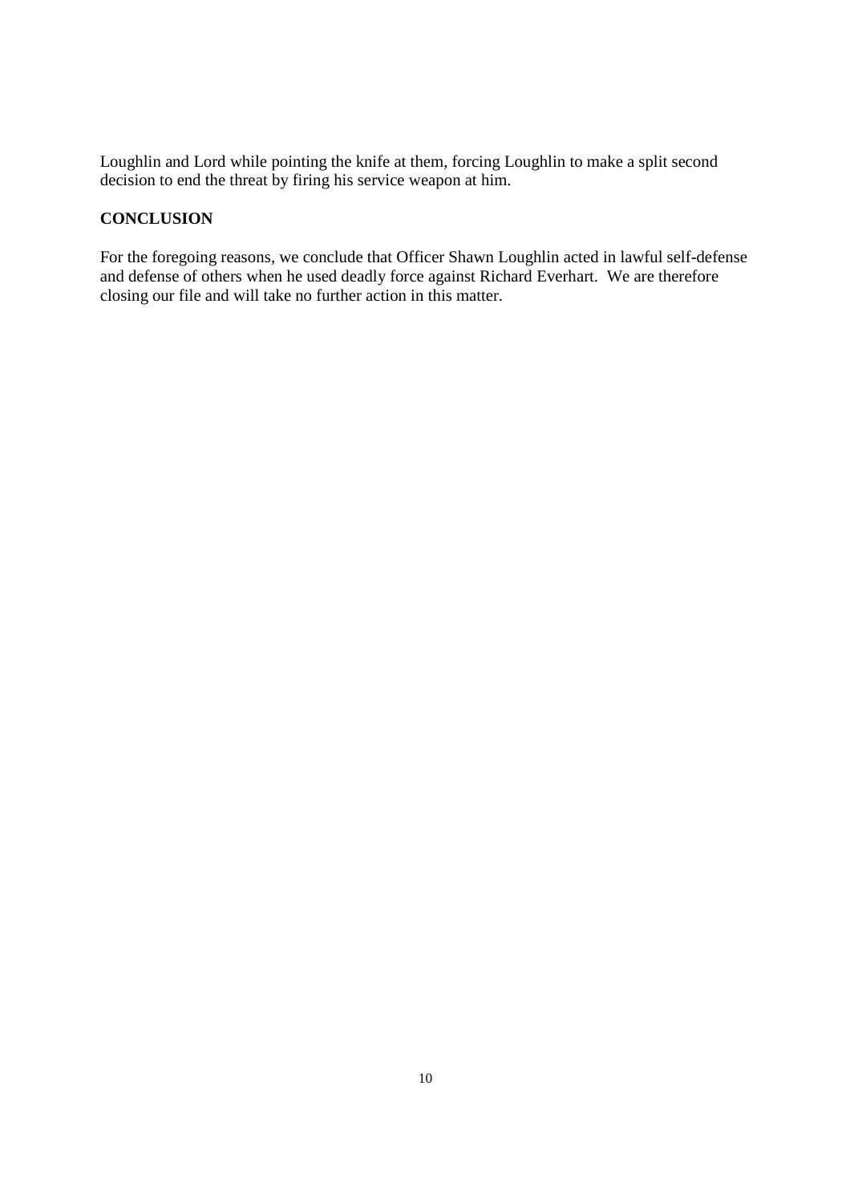Loughlin and Lord while pointing the knife at them, forcing Loughlin to make a split second decision to end the threat by firing his service weapon at him.

## CONCLUSION

For the foregoing reasons, we conclude that Officer Shawn Loughlin acted in lawful self-defense and defense of others when he used deadly force against Richard Everhart. We are therefore closing our file and will take no further action in this matter.